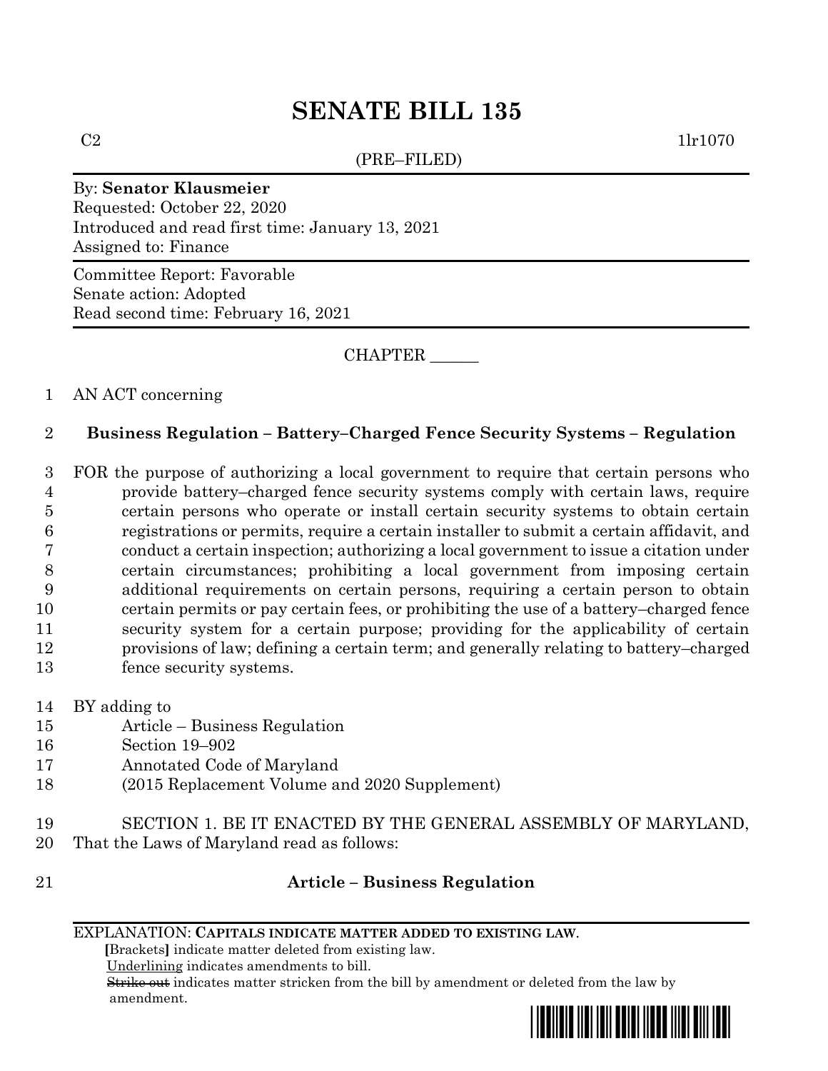# SENATE BILL 135

C2 1lr1070

(PRE–FILED)

By: **Senator Klausmeier**
Requested: October 22, 2020
Introduced and read first time: January 13, 2021
Assigned to: Finance

Committee Report: Favorable
Senate action: Adopted
Read second time: February 16, 2021

CHAPTER ______

AN ACT concerning

**Business Regulation – Battery–Charged Fence Security Systems – Regulation**

FOR the purpose of authorizing a local government to require that certain persons who provide battery–charged fence security systems comply with certain laws, require certain persons who operate or install certain security systems to obtain certain registrations or permits, require a certain installer to submit a certain affidavit, and conduct a certain inspection; authorizing a local government to issue a citation under certain circumstances; prohibiting a local government from imposing certain additional requirements on certain persons, requiring a certain person to obtain certain permits or pay certain fees, or prohibiting the use of a battery–charged fence security system for a certain purpose; providing for the applicability of certain provisions of law; defining a certain term; and generally relating to battery–charged fence security systems.

BY adding to
Article – Business Regulation
Section 19–902
Annotated Code of Maryland
(2015 Replacement Volume and 2020 Supplement)

SECTION 1. BE IT ENACTED BY THE GENERAL ASSEMBLY OF MARYLAND, That the Laws of Maryland read as follows:

**Article – Business Regulation**

EXPLANATION: **CAPITALS INDICATE MATTER ADDED TO EXISTING LAW**.
**[**Brackets**]** indicate matter deleted from existing law.
Underlining indicates amendments to bill.
~~Strike out~~ indicates matter stricken from the bill by amendment or deleted from the law by amendment.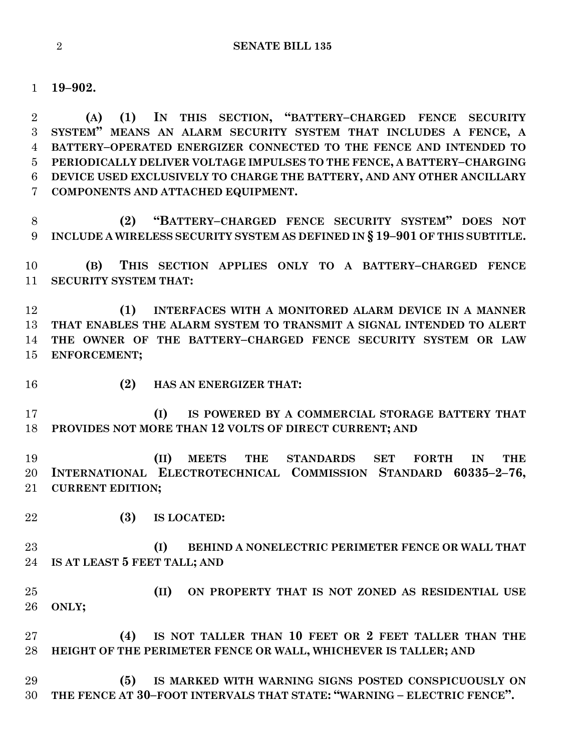**19–902.**

**(A) (1) IN THIS SECTION, "BATTERY–CHARGED FENCE SECURITY SYSTEM" MEANS AN ALARM SECURITY SYSTEM THAT INCLUDES A FENCE, A BATTERY–OPERATED ENERGIZER CONNECTED TO THE FENCE AND INTENDED TO PERIODICALLY DELIVER VOLTAGE IMPULSES TO THE FENCE, A BATTERY–CHARGING DEVICE USED EXCLUSIVELY TO CHARGE THE BATTERY, AND ANY OTHER ANCILLARY COMPONENTS AND ATTACHED EQUIPMENT.**

**(2) "BATTERY–CHARGED FENCE SECURITY SYSTEM" DOES NOT INCLUDE A WIRELESS SECURITY SYSTEM AS DEFINED IN § 19–901 OF THIS SUBTITLE.**

**(B) THIS SECTION APPLIES ONLY TO A BATTERY–CHARGED FENCE SECURITY SYSTEM THAT:**

**(1) INTERFACES WITH A MONITORED ALARM DEVICE IN A MANNER THAT ENABLES THE ALARM SYSTEM TO TRANSMIT A SIGNAL INTENDED TO ALERT THE OWNER OF THE BATTERY–CHARGED FENCE SECURITY SYSTEM OR LAW ENFORCEMENT;**

**(2) HAS AN ENERGIZER THAT:**

**(I) IS POWERED BY A COMMERCIAL STORAGE BATTERY THAT PROVIDES NOT MORE THAN 12 VOLTS OF DIRECT CURRENT; AND**

**(II) MEETS THE STANDARDS SET FORTH IN THE INTERNATIONAL ELECTROTECHNICAL COMMISSION STANDARD 60335–2–76, CURRENT EDITION;**

**(3) IS LOCATED:**

**(I) BEHIND A NONELECTRIC PERIMETER FENCE OR WALL THAT IS AT LEAST 5 FEET TALL; AND**

**(II) ON PROPERTY THAT IS NOT ZONED AS RESIDENTIAL USE ONLY;**

**(4) IS NOT TALLER THAN 10 FEET OR 2 FEET TALLER THAN THE HEIGHT OF THE PERIMETER FENCE OR WALL, WHICHEVER IS TALLER; AND**

**(5) IS MARKED WITH WARNING SIGNS POSTED CONSPICUOUSLY ON THE FENCE AT 30–FOOT INTERVALS THAT STATE: "WARNING – ELECTRIC FENCE".**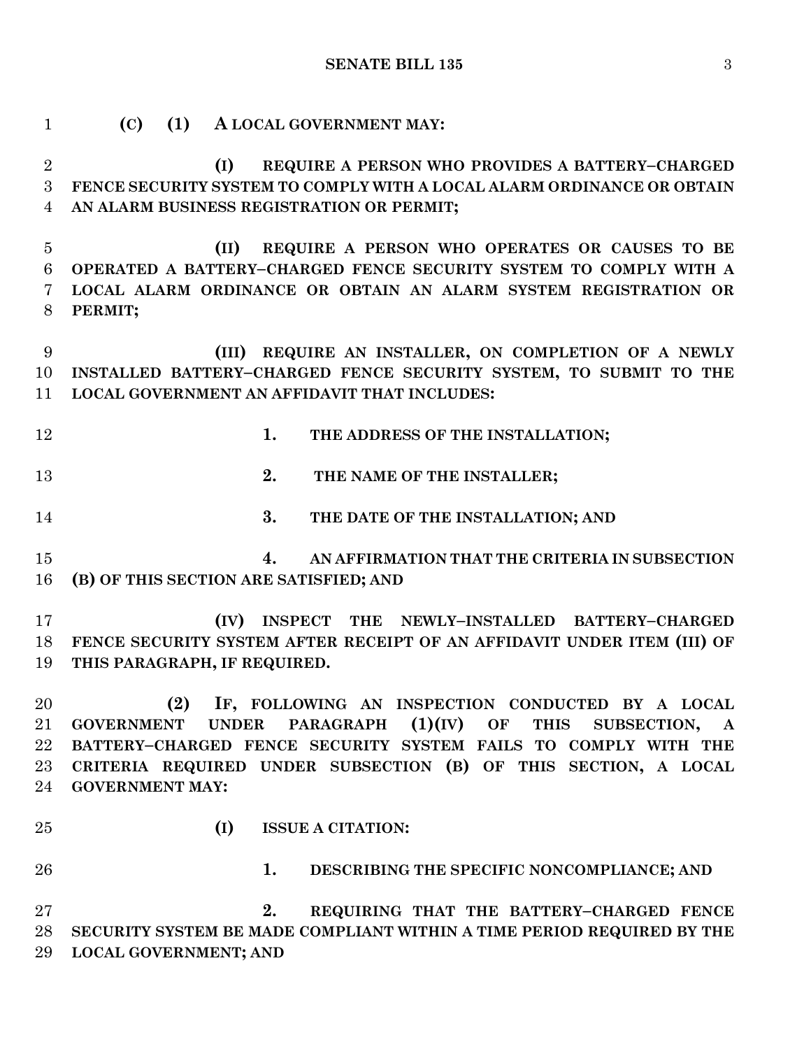**(C) (1) A LOCAL GOVERNMENT MAY:**

**(I) REQUIRE A PERSON WHO PROVIDES A BATTERY–CHARGED FENCE SECURITY SYSTEM TO COMPLY WITH A LOCAL ALARM ORDINANCE OR OBTAIN AN ALARM BUSINESS REGISTRATION OR PERMIT;**

**(II) REQUIRE A PERSON WHO OPERATES OR CAUSES TO BE OPERATED A BATTERY–CHARGED FENCE SECURITY SYSTEM TO COMPLY WITH A LOCAL ALARM ORDINANCE OR OBTAIN AN ALARM SYSTEM REGISTRATION OR PERMIT;**

**(III) REQUIRE AN INSTALLER, ON COMPLETION OF A NEWLY INSTALLED BATTERY–CHARGED FENCE SECURITY SYSTEM, TO SUBMIT TO THE LOCAL GOVERNMENT AN AFFIDAVIT THAT INCLUDES:**

**1. THE ADDRESS OF THE INSTALLATION;**

**2. THE NAME OF THE INSTALLER;**

**3. THE DATE OF THE INSTALLATION; AND**

**4. AN AFFIRMATION THAT THE CRITERIA IN SUBSECTION (B) OF THIS SECTION ARE SATISFIED; AND**

**(IV) INSPECT THE NEWLY–INSTALLED BATTERY–CHARGED FENCE SECURITY SYSTEM AFTER RECEIPT OF AN AFFIDAVIT UNDER ITEM (III) OF THIS PARAGRAPH, IF REQUIRED.**

**(2) IF, FOLLOWING AN INSPECTION CONDUCTED BY A LOCAL GOVERNMENT UNDER PARAGRAPH (1)(IV) OF THIS SUBSECTION, A BATTERY–CHARGED FENCE SECURITY SYSTEM FAILS TO COMPLY WITH THE CRITERIA REQUIRED UNDER SUBSECTION (B) OF THIS SECTION, A LOCAL GOVERNMENT MAY:**

**(I) ISSUE A CITATION:**

**1. DESCRIBING THE SPECIFIC NONCOMPLIANCE; AND**

**2. REQUIRING THAT THE BATTERY–CHARGED FENCE SECURITY SYSTEM BE MADE COMPLIANT WITHIN A TIME PERIOD REQUIRED BY THE LOCAL GOVERNMENT; AND**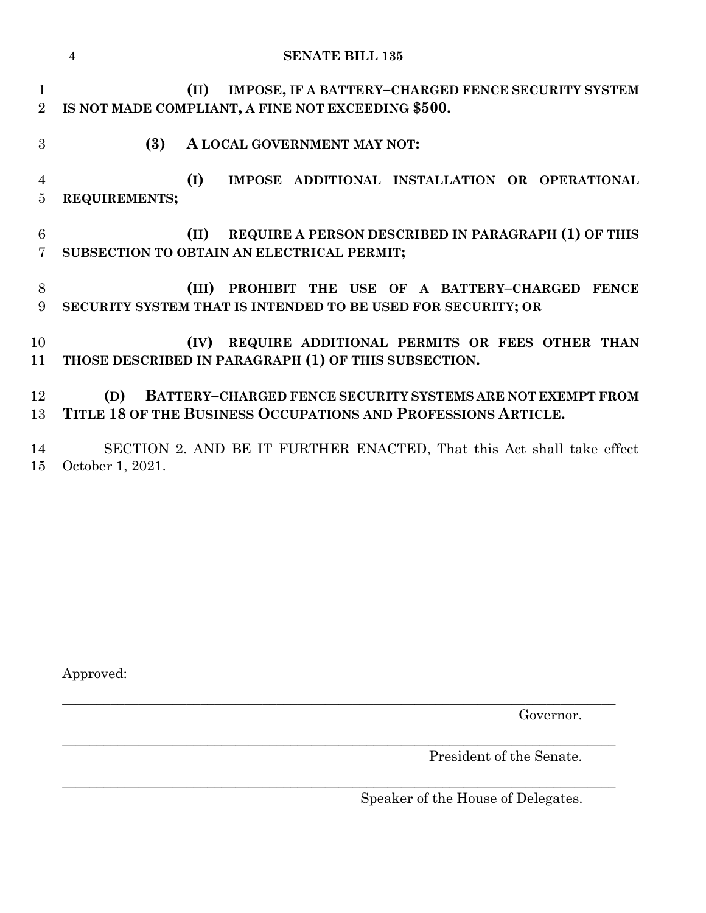**(II) IMPOSE, IF A BATTERY–CHARGED FENCE SECURITY SYSTEM IS NOT MADE COMPLIANT, A FINE NOT EXCEEDING $500.**

**(3) A LOCAL GOVERNMENT MAY NOT:**

**(I) IMPOSE ADDITIONAL INSTALLATION OR OPERATIONAL REQUIREMENTS;**

**(II) REQUIRE A PERSON DESCRIBED IN PARAGRAPH (1) OF THIS SUBSECTION TO OBTAIN AN ELECTRICAL PERMIT;**

**(III) PROHIBIT THE USE OF A BATTERY–CHARGED FENCE SECURITY SYSTEM THAT IS INTENDED TO BE USED FOR SECURITY; OR**

**(IV) REQUIRE ADDITIONAL PERMITS OR FEES OTHER THAN THOSE DESCRIBED IN PARAGRAPH (1) OF THIS SUBSECTION.**

**(D) BATTERY–CHARGED FENCE SECURITY SYSTEMS ARE NOT EXEMPT FROM TITLE 18 OF THE BUSINESS OCCUPATIONS AND PROFESSIONS ARTICLE.**

SECTION 2. AND BE IT FURTHER ENACTED, That this Act shall take effect October 1, 2021.

Approved:

\_\_\_\_\_\_\_\_\_\_\_\_\_\_\_\_\_\_\_\_\_\_\_\_\_\_\_\_\_\_\_\_\_\_\_\_\_\_\_\_

Governor.

\_\_\_\_\_\_\_\_\_\_\_\_\_\_\_\_\_\_\_\_\_\_\_\_\_\_\_\_\_\_\_\_\_\_\_\_\_\_\_\_

President of the Senate.

\_\_\_\_\_\_\_\_\_\_\_\_\_\_\_\_\_\_\_\_\_\_\_\_\_\_\_\_\_\_\_\_\_\_\_\_\_\_\_\_

Speaker of the House of Delegates.